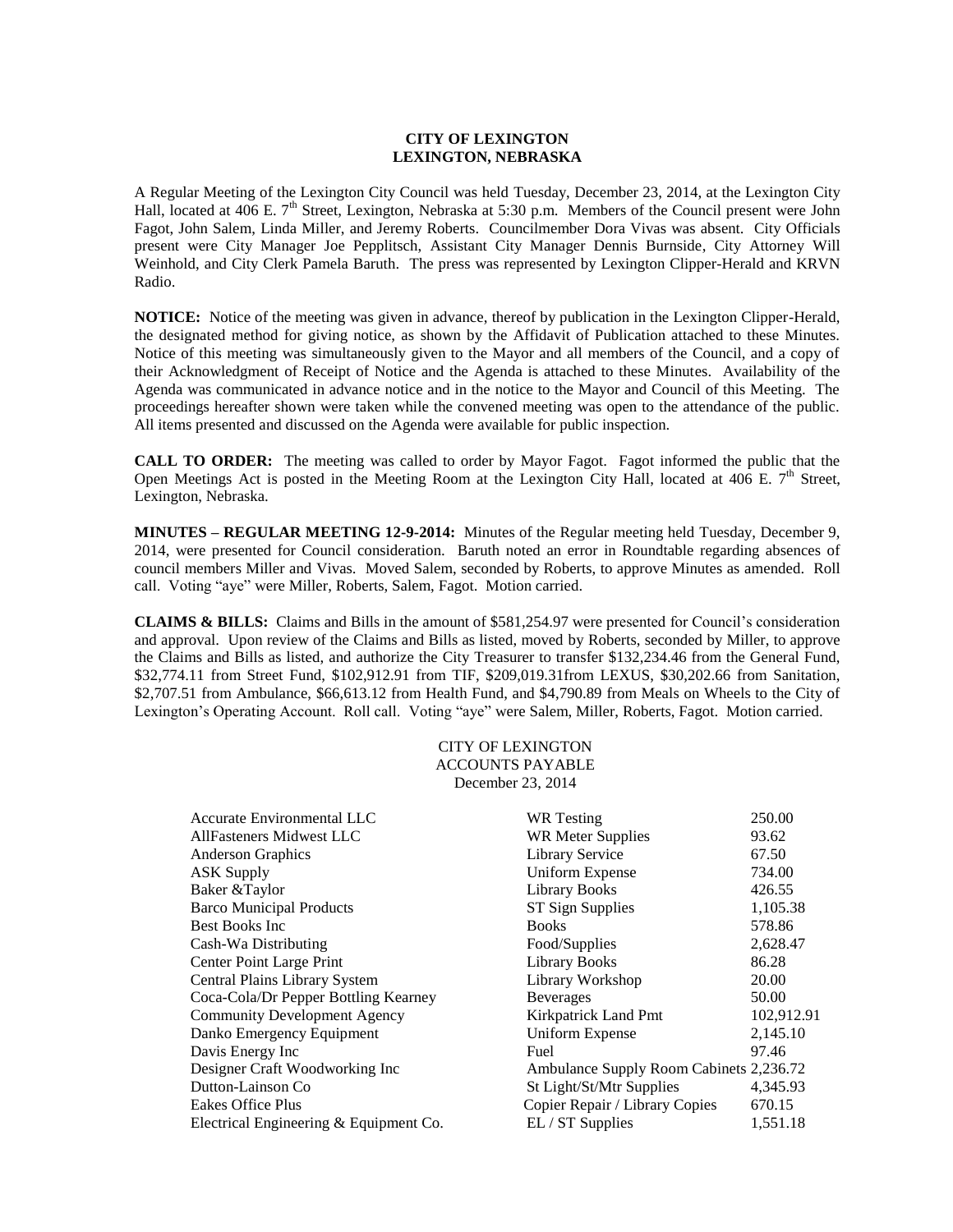**CITY OF LEXINGTON**
**LEXINGTON, NEBRASKA**

A Regular Meeting of the Lexington City Council was held Tuesday, December 23, 2014, at the Lexington City Hall, located at 406 E. 7th Street, Lexington, Nebraska at 5:30 p.m. Members of the Council present were John Fagot, John Salem, Linda Miller, and Jeremy Roberts. Councilmember Dora Vivas was absent. City Officials present were City Manager Joe Pepplitsch, Assistant City Manager Dennis Burnside, City Attorney Will Weinhold, and City Clerk Pamela Baruth. The press was represented by Lexington Clipper-Herald and KRVN Radio.

**NOTICE:** Notice of the meeting was given in advance, thereof by publication in the Lexington Clipper-Herald, the designated method for giving notice, as shown by the Affidavit of Publication attached to these Minutes. Notice of this meeting was simultaneously given to the Mayor and all members of the Council, and a copy of their Acknowledgment of Receipt of Notice and the Agenda is attached to these Minutes. Availability of the Agenda was communicated in advance notice and in the notice to the Mayor and Council of this Meeting. The proceedings hereafter shown were taken while the convened meeting was open to the attendance of the public. All items presented and discussed on the Agenda were available for public inspection.

**CALL TO ORDER:** The meeting was called to order by Mayor Fagot. Fagot informed the public that the Open Meetings Act is posted in the Meeting Room at the Lexington City Hall, located at 406 E. 7th Street, Lexington, Nebraska.

**MINUTES – REGULAR MEETING 12-9-2014:** Minutes of the Regular meeting held Tuesday, December 9, 2014, were presented for Council consideration. Baruth noted an error in Roundtable regarding absences of council members Miller and Vivas. Moved Salem, seconded by Roberts, to approve Minutes as amended. Roll call. Voting "aye" were Miller, Roberts, Salem, Fagot. Motion carried.

**CLAIMS & BILLS:** Claims and Bills in the amount of $581,254.97 were presented for Council's consideration and approval. Upon review of the Claims and Bills as listed, moved by Roberts, seconded by Miller, to approve the Claims and Bills as listed, and authorize the City Treasurer to transfer $132,234.46 from the General Fund, $32,774.11 from Street Fund, $102,912.91 from TIF, $209,019.31from LEXUS, $30,202.66 from Sanitation, $2,707.51 from Ambulance, $66,613.12 from Health Fund, and $4,790.89 from Meals on Wheels to the City of Lexington's Operating Account. Roll call. Voting "aye" were Salem, Miller, Roberts, Fagot. Motion carried.

CITY OF LEXINGTON
ACCOUNTS PAYABLE
December 23, 2014

| | | |
|---|---|---|
| Accurate Environmental LLC | WR Testing | 250.00 |
| AllFasteners Midwest LLC | WR Meter Supplies | 93.62 |
| Anderson Graphics | Library Service | 67.50 |
| ASK Supply | Uniform Expense | 734.00 |
| Baker &Taylor | Library Books | 426.55 |
| Barco Municipal Products | ST Sign Supplies | 1,105.38 |
| Best Books Inc | Books | 578.86 |
| Cash-Wa Distributing | Food/Supplies | 2,628.47 |
| Center Point Large Print | Library Books | 86.28 |
| Central Plains Library System | Library Workshop | 20.00 |
| Coca-Cola/Dr Pepper Bottling Kearney | Beverages | 50.00 |
| Community Development Agency | Kirkpatrick Land Pmt | 102,912.91 |
| Danko Emergency Equipment | Uniform Expense | 2,145.10 |
| Davis Energy Inc | Fuel | 97.46 |
| Designer Craft Woodworking Inc | Ambulance Supply Room Cabinets | 2,236.72 |
| Dutton-Lainson Co | St Light/St/Mtr Supplies | 4,345.93 |
| Eakes Office Plus | Copier Repair / Library Copies | 670.15 |
| Electrical Engineering & Equipment Co. | EL / ST Supplies | 1,551.18 |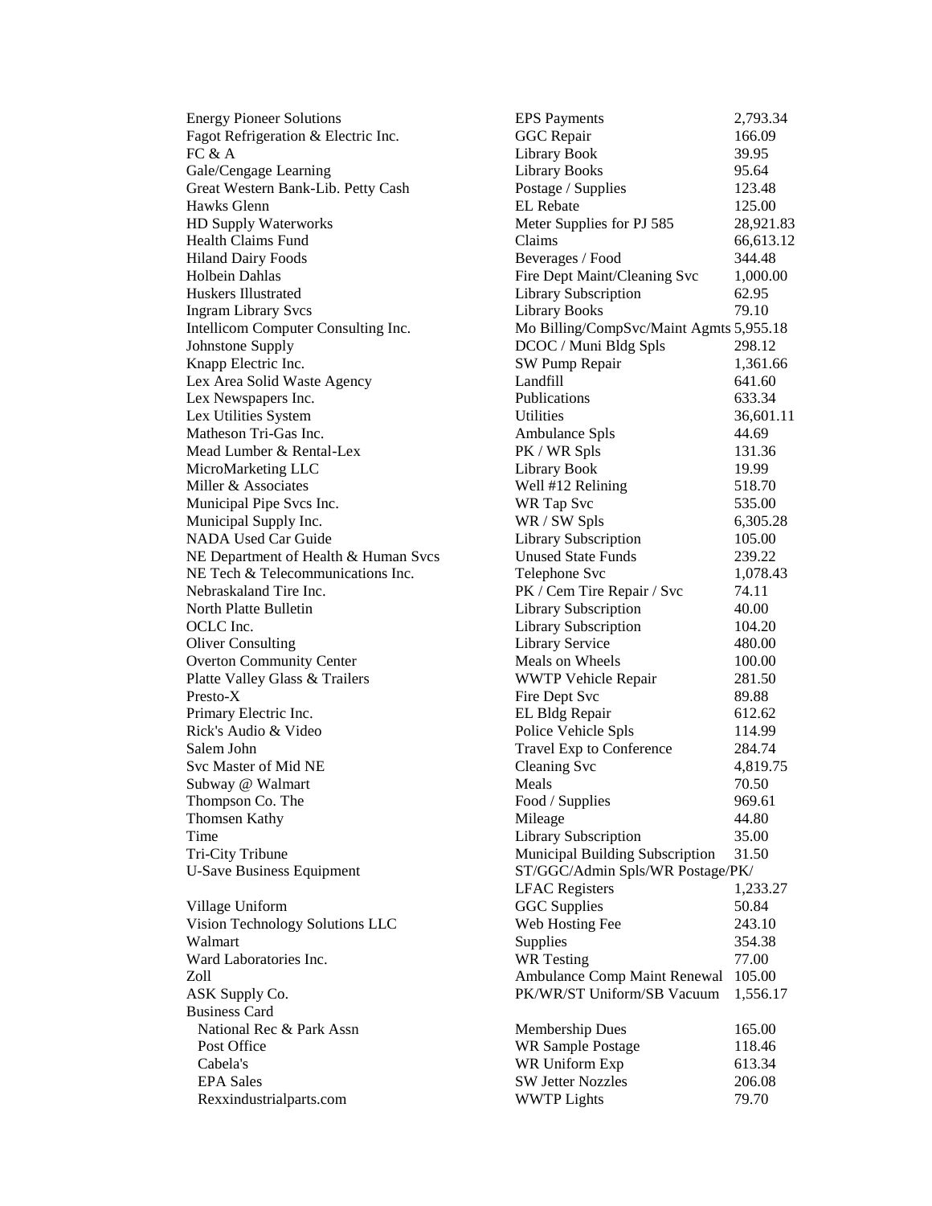| | | |
|---|---|---|
| Energy Pioneer Solutions | EPS Payments | 2,793.34 |
| Fagot Refrigeration & Electric Inc. | GGC Repair | 166.09 |
| FC & A | Library Book | 39.95 |
| Gale/Cengage Learning | Library Books | 95.64 |
| Great Western Bank-Lib. Petty Cash | Postage / Supplies | 123.48 |
| Hawks Glenn | EL Rebate | 125.00 |
| HD Supply Waterworks | Meter Supplies for PJ 585 | 28,921.83 |
| Health Claims Fund | Claims | 66,613.12 |
| Hiland Dairy Foods | Beverages / Food | 344.48 |
| Holbein Dahlas | Fire Dept Maint/Cleaning Svc | 1,000.00 |
| Huskers Illustrated | Library Subscription | 62.95 |
| Ingram Library Svcs | Library Books | 79.10 |
| Intellicom Computer Consulting Inc. | Mo Billing/CompSvc/Maint Agmts | 5,955.18 |
| Johnstone Supply | DCOC / Muni Bldg Spls | 298.12 |
| Knapp Electric Inc. | SW Pump Repair | 1,361.66 |
| Lex Area Solid Waste Agency | Landfill | 641.60 |
| Lex Newspapers Inc. | Publications | 633.34 |
| Lex Utilities System | Utilities | 36,601.11 |
| Matheson Tri-Gas Inc. | Ambulance Spls | 44.69 |
| Mead Lumber & Rental-Lex | PK / WR Spls | 131.36 |
| MicroMarketing LLC | Library Book | 19.99 |
| Miller & Associates | Well #12 Relining | 518.70 |
| Municipal Pipe Svcs Inc. | WR Tap Svc | 535.00 |
| Municipal Supply Inc. | WR / SW Spls | 6,305.28 |
| NADA Used Car Guide | Library Subscription | 105.00 |
| NE Department of Health & Human Svcs | Unused State Funds | 239.22 |
| NE Tech & Telecommunications Inc. | Telephone Svc | 1,078.43 |
| Nebraskaland Tire Inc. | PK / Cem Tire Repair / Svc | 74.11 |
| North Platte Bulletin | Library Subscription | 40.00 |
| OCLC Inc. | Library Subscription | 104.20 |
| Oliver Consulting | Library Service | 480.00 |
| Overton Community Center | Meals on Wheels | 100.00 |
| Platte Valley Glass & Trailers | WWTP Vehicle Repair | 281.50 |
| Presto-X | Fire Dept Svc | 89.88 |
| Primary Electric Inc. | EL Bldg Repair | 612.62 |
| Rick's Audio & Video | Police Vehicle Spls | 114.99 |
| Salem John | Travel Exp to Conference | 284.74 |
| Svc Master of Mid NE | Cleaning Svc | 4,819.75 |
| Subway @ Walmart | Meals | 70.50 |
| Thompson Co. The | Food / Supplies | 969.61 |
| Thomsen Kathy | Mileage | 44.80 |
| Time | Library Subscription | 35.00 |
| Tri-City Tribune | Municipal Building Subscription | 31.50 |
| U-Save Business Equipment | ST/GGC/Admin Spls/WR Postage/PK/ LFAC Registers | 1,233.27 |
| Village Uniform | GGC Supplies | 50.84 |
| Vision Technology Solutions LLC | Web Hosting Fee | 243.10 |
| Walmart | Supplies | 354.38 |
| Ward Laboratories Inc. | WR Testing | 77.00 |
| Zoll | Ambulance Comp Maint Renewal | 105.00 |
| ASK Supply Co. | PK/WR/ST Uniform/SB Vacuum | 1,556.17 |
| Business Card | | |
| National Rec & Park Assn | Membership Dues | 165.00 |
| Post Office | WR Sample Postage | 118.46 |
| Cabela's | WR Uniform Exp | 613.34 |
| EPA Sales | SW Jetter Nozzles | 206.08 |
| Rexxindustrialparts.com | WWTP Lights | 79.70 |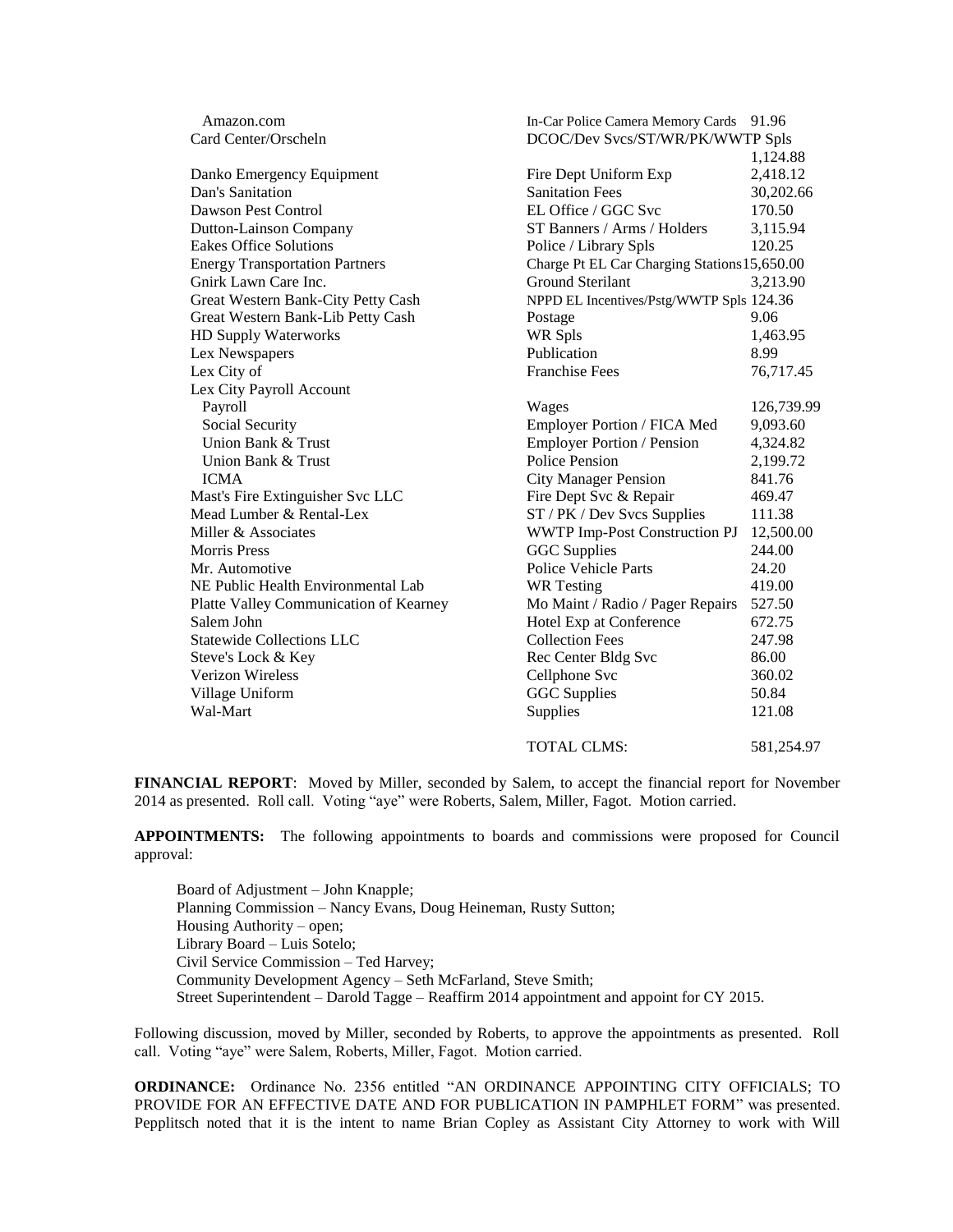| | | |
|---|---|---|
| Amazon.com | In-Car Police Camera Memory Cards | 91.96 |
| Card Center/Orscheln | DCOC/Dev Svcs/ST/WR/PK/WWTP Spls | 1,124.88 |
| Danko Emergency Equipment | Fire Dept Uniform Exp | 2,418.12 |
| Dan's Sanitation | Sanitation Fees | 30,202.66 |
| Dawson Pest Control | EL Office / GGC Svc | 170.50 |
| Dutton-Lainson Company | ST Banners / Arms / Holders | 3,115.94 |
| Eakes Office Solutions | Police / Library Spls | 120.25 |
| Energy Transportation Partners | Charge Pt EL Car Charging Stations | 15,650.00 |
| Gnirk Lawn Care Inc. | Ground Sterilant | 3,213.90 |
| Great Western Bank-City Petty Cash | NPPD EL Incentives/Pstg/WWTP Spls | 124.36 |
| Great Western Bank-Lib Petty Cash | Postage | 9.06 |
| HD Supply Waterworks | WR Spls | 1,463.95 |
| Lex Newspapers | Publication | 8.99 |
| Lex City of | Franchise Fees | 76,717.45 |
| Lex City Payroll Account | | |
| Payroll | Wages | 126,739.99 |
| Social Security | Employer Portion / FICA Med | 9,093.60 |
| Union Bank & Trust | Employer Portion / Pension | 4,324.82 |
| Union Bank & Trust | Police Pension | 2,199.72 |
| ICMA | City Manager Pension | 841.76 |
| Mast's Fire Extinguisher Svc LLC | Fire Dept Svc & Repair | 469.47 |
| Mead Lumber & Rental-Lex | ST / PK / Dev Svcs Supplies | 111.38 |
| Miller & Associates | WWTP Imp-Post Construction PJ | 12,500.00 |
| Morris Press | GGC Supplies | 244.00 |
| Mr. Automotive | Police Vehicle Parts | 24.20 |
| NE Public Health Environmental Lab | WR Testing | 419.00 |
| Platte Valley Communication of Kearney | Mo Maint / Radio / Pager Repairs | 527.50 |
| Salem John | Hotel Exp at Conference | 672.75 |
| Statewide Collections LLC | Collection Fees | 247.98 |
| Steve's Lock & Key | Rec Center Bldg Svc | 86.00 |
| Verizon Wireless | Cellphone Svc | 360.02 |
| Village Uniform | GGC Supplies | 50.84 |
| Wal-Mart | Supplies | 121.08 |
| | TOTAL CLMS: | 581,254.97 |

**FINANCIAL REPORT**: Moved by Miller, seconded by Salem, to accept the financial report for November 2014 as presented. Roll call. Voting "aye" were Roberts, Salem, Miller, Fagot. Motion carried.

**APPOINTMENTS:** The following appointments to boards and commissions were proposed for Council approval:

Board of Adjustment – John Knapple;
Planning Commission – Nancy Evans, Doug Heineman, Rusty Sutton;
Housing Authority – open;
Library Board – Luis Sotelo;
Civil Service Commission – Ted Harvey;
Community Development Agency – Seth McFarland, Steve Smith;
Street Superintendent – Darold Tagge – Reaffirm 2014 appointment and appoint for CY 2015.

Following discussion, moved by Miller, seconded by Roberts, to approve the appointments as presented. Roll call. Voting "aye" were Salem, Roberts, Miller, Fagot. Motion carried.

**ORDINANCE:** Ordinance No. 2356 entitled "AN ORDINANCE APPOINTING CITY OFFICIALS; TO PROVIDE FOR AN EFFECTIVE DATE AND FOR PUBLICATION IN PAMPHLET FORM" was presented. Pepplitsch noted that it is the intent to name Brian Copley as Assistant City Attorney to work with Will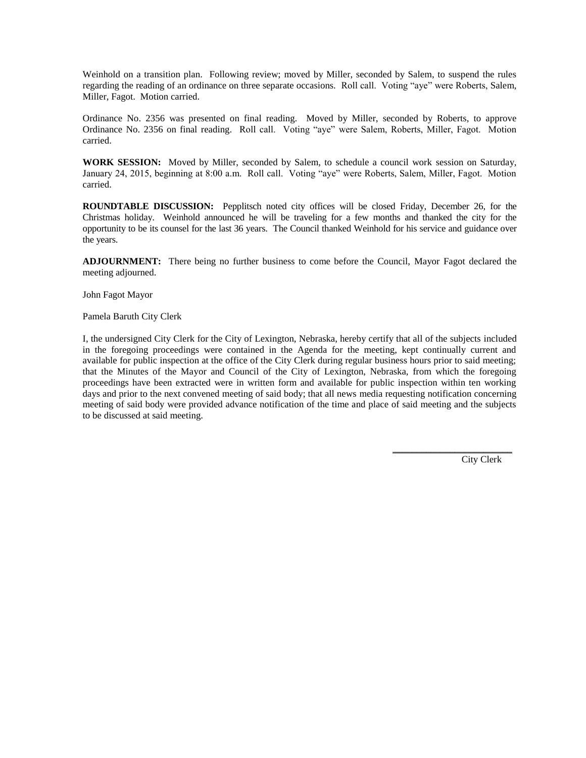Weinhold on a transition plan. Following review; moved by Miller, seconded by Salem, to suspend the rules regarding the reading of an ordinance on three separate occasions. Roll call. Voting "aye" were Roberts, Salem, Miller, Fagot. Motion carried.

Ordinance No. 2356 was presented on final reading. Moved by Miller, seconded by Roberts, to approve Ordinance No. 2356 on final reading. Roll call. Voting "aye" were Salem, Roberts, Miller, Fagot. Motion carried.

**WORK SESSION:** Moved by Miller, seconded by Salem, to schedule a council work session on Saturday, January 24, 2015, beginning at 8:00 a.m. Roll call. Voting "aye" were Roberts, Salem, Miller, Fagot. Motion carried.

**ROUNDTABLE DISCUSSION:** Pepplitsch noted city offices will be closed Friday, December 26, for the Christmas holiday. Weinhold announced he will be traveling for a few months and thanked the city for the opportunity to be its counsel for the last 36 years. The Council thanked Weinhold for his service and guidance over the years.

**ADJOURNMENT:** There being no further business to come before the Council, Mayor Fagot declared the meeting adjourned.

John Fagot Mayor

Pamela Baruth City Clerk

I, the undersigned City Clerk for the City of Lexington, Nebraska, hereby certify that all of the subjects included in the foregoing proceedings were contained in the Agenda for the meeting, kept continually current and available for public inspection at the office of the City Clerk during regular business hours prior to said meeting; that the Minutes of the Mayor and Council of the City of Lexington, Nebraska, from which the foregoing proceedings have been extracted were in written form and available for public inspection within ten working days and prior to the next convened meeting of said body; that all news media requesting notification concerning meeting of said body were provided advance notification of the time and place of said meeting and the subjects to be discussed at said meeting.

\_\_\_\_\_\_\_\_\_\_\_\_\_\_\_\_\_\_\_\_\_\_\_\_\_

City Clerk